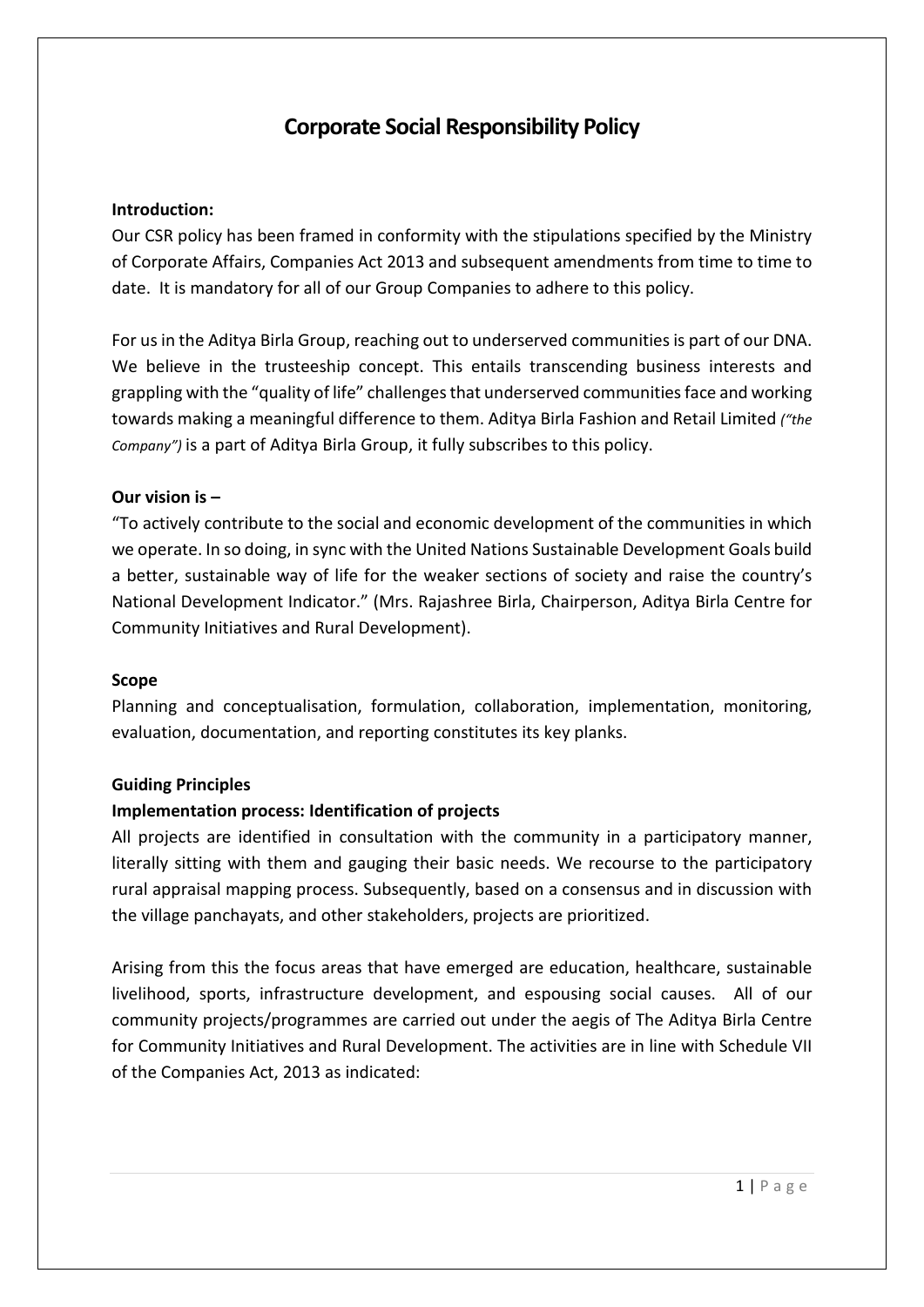# Corporate Social Responsibility Policy

**Introduction:**

Our CSR policy has been framed in conformity with the stipulations specified by the Ministry of Corporate Affairs, Companies Act 2013 and subsequent amendments from time to time to date. It is mandatory for all of our Group Companies to adhere to this policy.

For us in the Aditya Birla Group, reaching out to underserved communities is part of our DNA. We believe in the trusteeship concept. This entails transcending business interests and grappling with the "quality of life" challenges that underserved communities face and working towards making a meaningful difference to them. Aditya Birla Fashion and Retail Limited *("the Company")* is a part of Aditya Birla Group, it fully subscribes to this policy.

**Our vision is –**

"To actively contribute to the social and economic development of the communities in which we operate. In so doing, in sync with the United Nations Sustainable Development Goals build a better, sustainable way of life for the weaker sections of society and raise the country's National Development Indicator." (Mrs. Rajashree Birla, Chairperson, Aditya Birla Centre for Community Initiatives and Rural Development).

**Scope**

Planning and conceptualisation, formulation, collaboration, implementation, monitoring, evaluation, documentation, and reporting constitutes its key planks.

**Guiding Principles**

**Implementation process: Identification of projects**

All projects are identified in consultation with the community in a participatory manner, literally sitting with them and gauging their basic needs. We recourse to the participatory rural appraisal mapping process. Subsequently, based on a consensus and in discussion with the village panchayats, and other stakeholders, projects are prioritized.

Arising from this the focus areas that have emerged are education, healthcare, sustainable livelihood, sports, infrastructure development, and espousing social causes. All of our community projects/programmes are carried out under the aegis of The Aditya Birla Centre for Community Initiatives and Rural Development. The activities are in line with Schedule VII of the Companies Act, 2013 as indicated: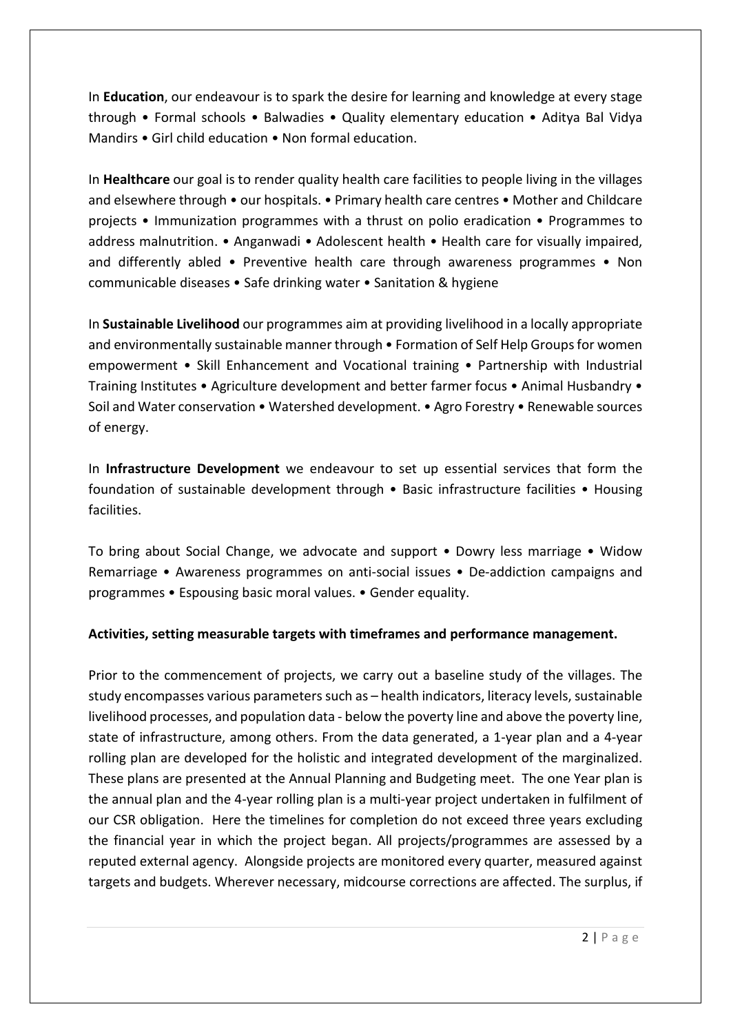In **Education**, our endeavour is to spark the desire for learning and knowledge at every stage through • Formal schools • Balwadies • Quality elementary education • Aditya Bal Vidya Mandirs • Girl child education • Non formal education.

In **Healthcare** our goal is to render quality health care facilities to people living in the villages and elsewhere through • our hospitals. • Primary health care centres • Mother and Childcare projects • Immunization programmes with a thrust on polio eradication • Programmes to address malnutrition. • Anganwadi • Adolescent health • Health care for visually impaired, and differently abled • Preventive health care through awareness programmes • Non communicable diseases • Safe drinking water • Sanitation & hygiene

In **Sustainable Livelihood** our programmes aim at providing livelihood in a locally appropriate and environmentally sustainable manner through • Formation of Self Help Groups for women empowerment • Skill Enhancement and Vocational training • Partnership with Industrial Training Institutes • Agriculture development and better farmer focus • Animal Husbandry • Soil and Water conservation • Watershed development. • Agro Forestry • Renewable sources of energy.

In **Infrastructure Development** we endeavour to set up essential services that form the foundation of sustainable development through • Basic infrastructure facilities • Housing facilities.

To bring about Social Change, we advocate and support • Dowry less marriage • Widow Remarriage • Awareness programmes on anti-social issues • De-addiction campaigns and programmes • Espousing basic moral values. • Gender equality.

**Activities, setting measurable targets with timeframes and performance management.**

Prior to the commencement of projects, we carry out a baseline study of the villages. The study encompasses various parameters such as – health indicators, literacy levels, sustainable livelihood processes, and population data - below the poverty line and above the poverty line, state of infrastructure, among others. From the data generated, a 1-year plan and a 4-year rolling plan are developed for the holistic and integrated development of the marginalized. These plans are presented at the Annual Planning and Budgeting meet. The one Year plan is the annual plan and the 4-year rolling plan is a multi-year project undertaken in fulfilment of our CSR obligation. Here the timelines for completion do not exceed three years excluding the financial year in which the project began. All projects/programmes are assessed by a reputed external agency. Alongside projects are monitored every quarter, measured against targets and budgets. Wherever necessary, midcourse corrections are affected. The surplus, if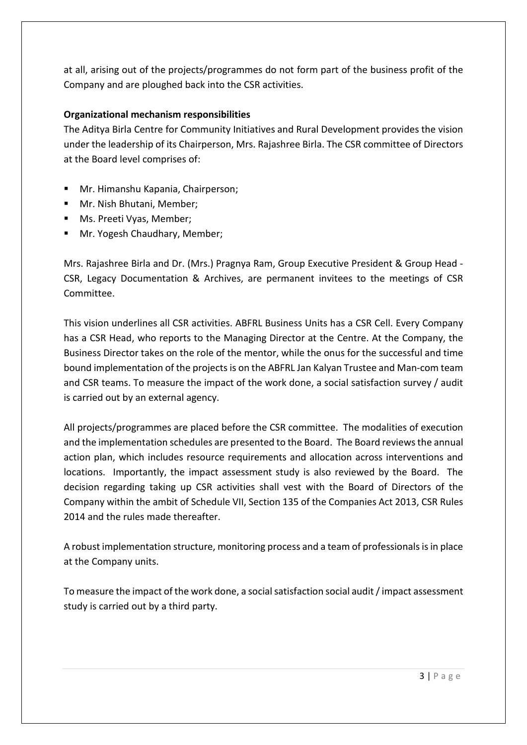at all, arising out of the projects/programmes do not form part of the business profit of the Company and are ploughed back into the CSR activities.

**Organizational mechanism responsibilities**

The Aditya Birla Centre for Community Initiatives and Rural Development provides the vision under the leadership of its Chairperson, Mrs. Rajashree Birla. The CSR committee of Directors at the Board level comprises of:

- Mr. Himanshu Kapania, Chairperson;
- Mr. Nish Bhutani, Member;
- Ms. Preeti Vyas, Member;
- Mr. Yogesh Chaudhary, Member;

Mrs. Rajashree Birla and Dr. (Mrs.) Pragnya Ram, Group Executive President & Group Head - CSR, Legacy Documentation & Archives, are permanent invitees to the meetings of CSR Committee.

This vision underlines all CSR activities. ABFRL Business Units has a CSR Cell. Every Company has a CSR Head, who reports to the Managing Director at the Centre. At the Company, the Business Director takes on the role of the mentor, while the onus for the successful and time bound implementation of the projects is on the ABFRL Jan Kalyan Trustee and Man-com team and CSR teams. To measure the impact of the work done, a social satisfaction survey / audit is carried out by an external agency.

All projects/programmes are placed before the CSR committee. The modalities of execution and the implementation schedules are presented to the Board. The Board reviews the annual action plan, which includes resource requirements and allocation across interventions and locations. Importantly, the impact assessment study is also reviewed by the Board. The decision regarding taking up CSR activities shall vest with the Board of Directors of the Company within the ambit of Schedule VII, Section 135 of the Companies Act 2013, CSR Rules 2014 and the rules made thereafter.

A robust implementation structure, monitoring process and a team of professionals is in place at the Company units.

To measure the impact of the work done, a social satisfaction social audit / impact assessment study is carried out by a third party.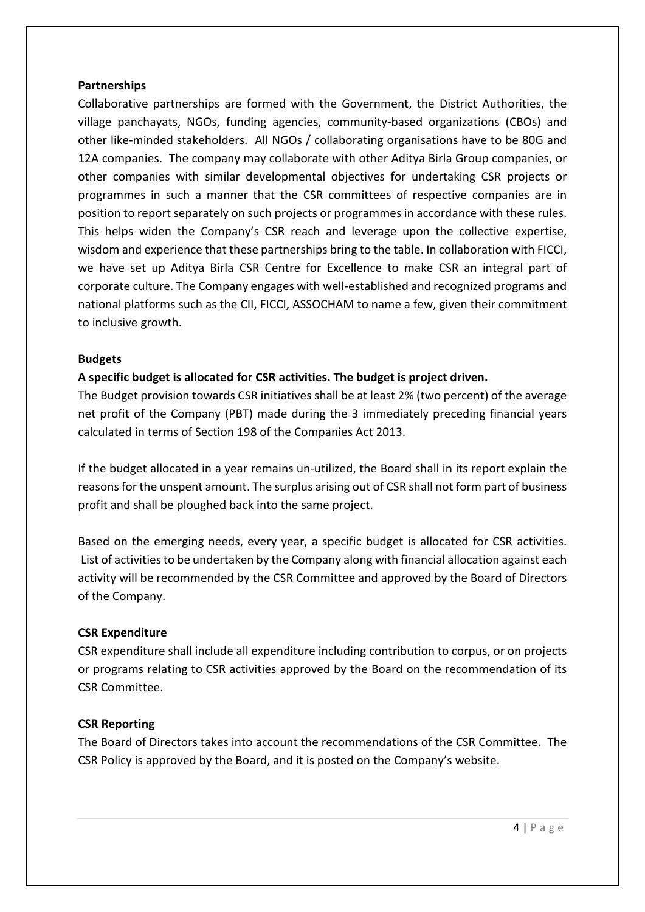**Partnerships**

Collaborative partnerships are formed with the Government, the District Authorities, the village panchayats, NGOs, funding agencies, community-based organizations (CBOs) and other like-minded stakeholders. All NGOs / collaborating organisations have to be 80G and 12A companies. The company may collaborate with other Aditya Birla Group companies, or other companies with similar developmental objectives for undertaking CSR projects or programmes in such a manner that the CSR committees of respective companies are in position to report separately on such projects or programmes in accordance with these rules. This helps widen the Company's CSR reach and leverage upon the collective expertise, wisdom and experience that these partnerships bring to the table. In collaboration with FICCI, we have set up Aditya Birla CSR Centre for Excellence to make CSR an integral part of corporate culture. The Company engages with well-established and recognized programs and national platforms such as the CII, FICCI, ASSOCHAM to name a few, given their commitment to inclusive growth.

**Budgets**

**A specific budget is allocated for CSR activities. The budget is project driven.**

The Budget provision towards CSR initiatives shall be at least 2% (two percent) of the average net profit of the Company (PBT) made during the 3 immediately preceding financial years calculated in terms of Section 198 of the Companies Act 2013.

If the budget allocated in a year remains un-utilized, the Board shall in its report explain the reasons for the unspent amount. The surplus arising out of CSR shall not form part of business profit and shall be ploughed back into the same project.

Based on the emerging needs, every year, a specific budget is allocated for CSR activities. List of activities to be undertaken by the Company along with financial allocation against each activity will be recommended by the CSR Committee and approved by the Board of Directors of the Company.

**CSR Expenditure**

CSR expenditure shall include all expenditure including contribution to corpus, or on projects or programs relating to CSR activities approved by the Board on the recommendation of its CSR Committee.

**CSR Reporting**

The Board of Directors takes into account the recommendations of the CSR Committee. The CSR Policy is approved by the Board, and it is posted on the Company's website.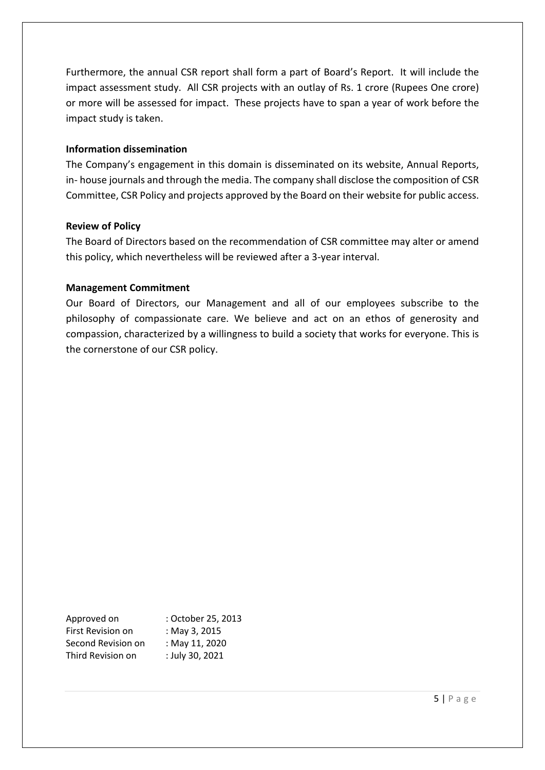Furthermore, the annual CSR report shall form a part of Board's Report. It will include the impact assessment study. All CSR projects with an outlay of Rs. 1 crore (Rupees One crore) or more will be assessed for impact. These projects have to span a year of work before the impact study is taken.

**Information dissemination**

The Company's engagement in this domain is disseminated on its website, Annual Reports, in- house journals and through the media. The company shall disclose the composition of CSR Committee, CSR Policy and projects approved by the Board on their website for public access.

**Review of Policy**

The Board of Directors based on the recommendation of CSR committee may alter or amend this policy, which nevertheless will be reviewed after a 3-year interval.

**Management Commitment**

Our Board of Directors, our Management and all of our employees subscribe to the philosophy of compassionate care. We believe and act on an ethos of generosity and compassion, characterized by a willingness to build a society that works for everyone. This is the cornerstone of our CSR policy.

| | |
|---|---|
| Approved on | : October 25, 2013 |
| First Revision on | : May 3, 2015 |
| Second Revision on | : May 11, 2020 |
| Third Revision on | : July 30, 2021 |